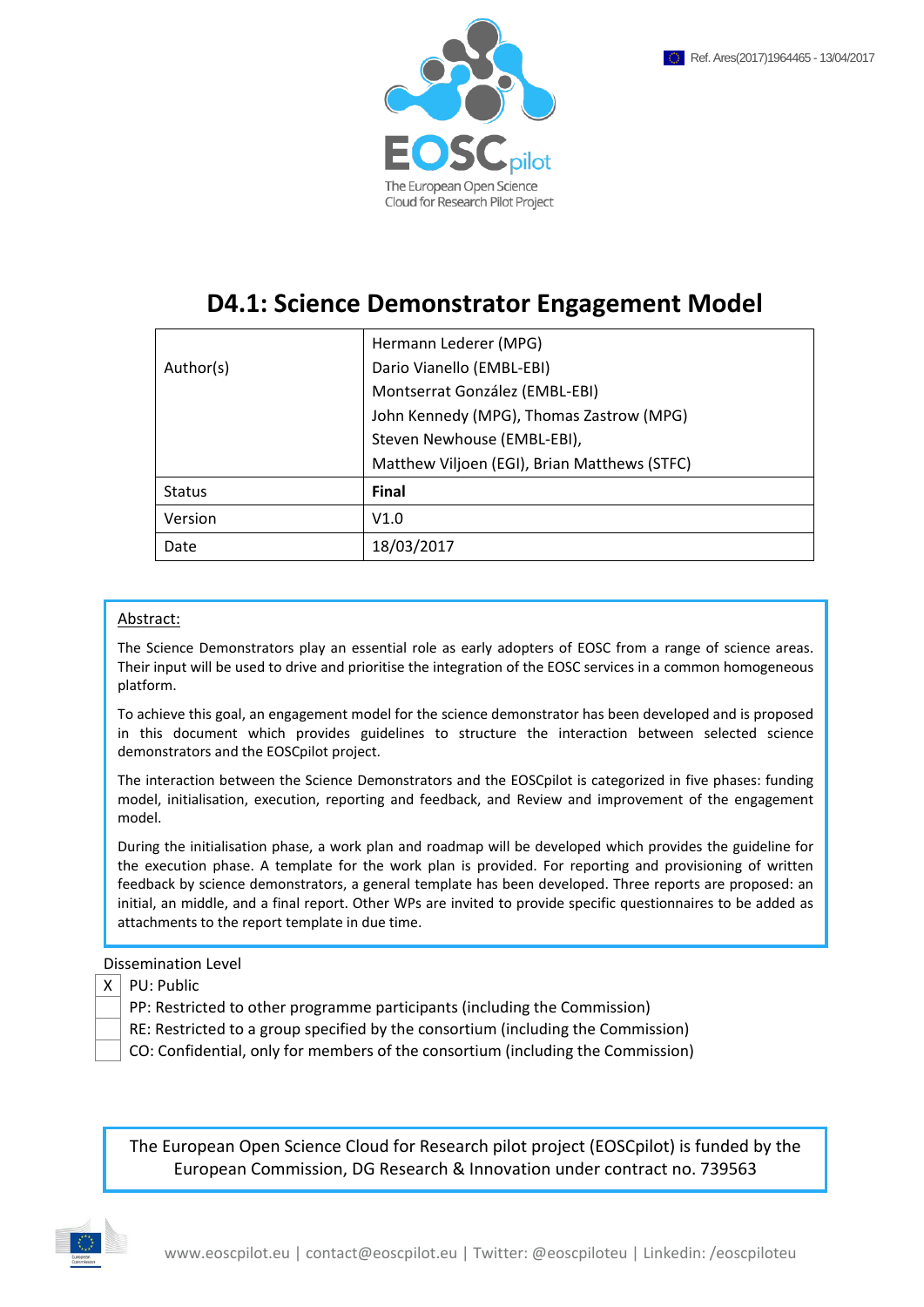Ref. Ares(2017)1964465 - 13/04/2017

EOSCpilot

The European Open Science Cloud for Research Pilot Project

# D4.1: Science Demonstrator Engagement Model

| | |
|---|---|
| Author(s) | Hermann Lederer (MPG)<br>Dario Vianello (EMBL-EBI)<br>Montserrat González (EMBL-EBI)<br>John Kennedy (MPG), Thomas Zastrow (MPG)<br>Steven Newhouse (EMBL-EBI),<br>Matthew Viljoen (EGI), Brian Matthews (STFC) |
| Status | **Final** |
| Version | V1.0 |
| Date | 18/03/2017 |

<u>Abstract:</u>

The Science Demonstrators play an essential role as early adopters of EOSC from a range of science areas. Their input will be used to drive and prioritise the integration of the EOSC services in a common homogeneous platform.

To achieve this goal, an engagement model for the science demonstrator has been developed and is proposed in this document which provides guidelines to structure the interaction between selected science demonstrators and the EOSCpilot project.

The interaction between the Science Demonstrators and the EOSCpilot is categorized in five phases: funding model, initialisation, execution, reporting and feedback, and Review and improvement of the engagement model.

During the initialisation phase, a work plan and roadmap will be developed which provides the guideline for the execution phase. A template for the work plan is provided. For reporting and provisioning of written feedback by science demonstrators, a general template has been developed. Three reports are proposed: an initial, an middle, and a final report. Other WPs are invited to provide specific questionnaires to be added as attachments to the report template in due time.

Dissemination Level

| | |
|---|---|
| X | PU: Public |
| | PP: Restricted to other programme participants (including the Commission) |
| | RE: Restricted to a group specified by the consortium (including the Commission) |
| | CO: Confidential, only for members of the consortium (including the Commission) |

The European Open Science Cloud for Research pilot project (EOSCpilot) is funded by the European Commission, DG Research & Innovation under contract no. 739563

www.eoscpilot.eu | contact@eoscpilot.eu | Twitter: @eoscpiloteu | Linkedin: /eoscpiloteu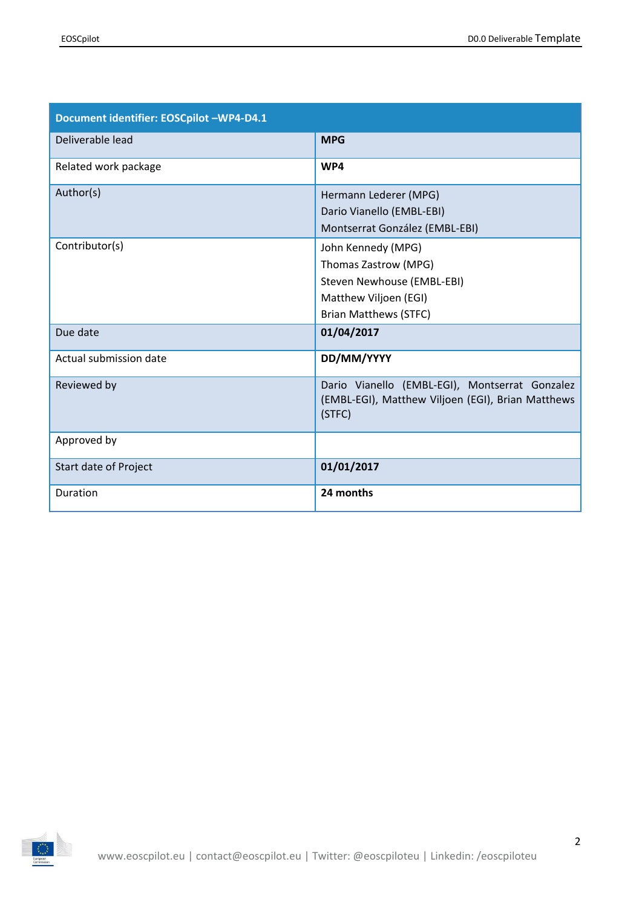| Document identifier: EOSCpilot –WP4-D4.1 | |
|---|---|
| Deliverable lead | **MPG** |
| Related work package | **WP4** |
| Author(s) | Hermann Lederer (MPG)<br>Dario Vianello (EMBL-EBI)<br>Montserrat González (EMBL-EBI) |
| Contributor(s) | John Kennedy (MPG)<br>Thomas Zastrow (MPG)<br>Steven Newhouse (EMBL-EBI)<br>Matthew Viljoen (EGI)<br>Brian Matthews (STFC) |
| Due date | **01/04/2017** |
| Actual submission date | **DD/MM/YYYY** |
| Reviewed by | Dario Vianello (EMBL-EGI), Montserrat Gonzalez (EMBL-EGI), Matthew Viljoen (EGI), Brian Matthews (STFC) |
| Approved by | |
| Start date of Project | **01/01/2017** |
| Duration | **24 months** |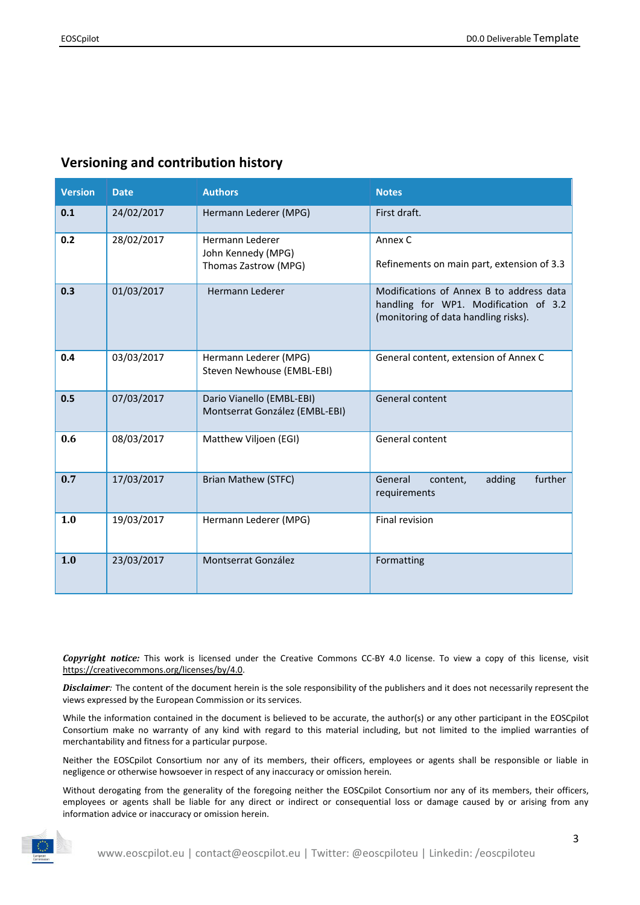## Versioning and contribution history

| Version | Date | Authors | Notes |
|---|---|---|---|
| **0.1** | 24/02/2017 | Hermann Lederer (MPG) | First draft. |
| **0.2** | 28/02/2017 | Hermann Lederer<br>John Kennedy (MPG)<br>Thomas Zastrow (MPG) | Annex C<br><br>Refinements on main part, extension of 3.3 |
| **0.3** | 01/03/2017 | Hermann Lederer | Modifications of Annex B to address data handling for WP1. Modification of 3.2 (monitoring of data handling risks). |
| **0.4** | 03/03/2017 | Hermann Lederer (MPG)<br>Steven Newhouse (EMBL-EBI) | General content, extension of Annex C |
| **0.5** | 07/03/2017 | Dario Vianello (EMBL-EBI)<br>Montserrat González (EMBL-EBI) | General content |
| **0.6** | 08/03/2017 | Matthew Viljoen (EGI) | General content |
| **0.7** | 17/03/2017 | Brian Mathew (STFC) | General content, adding further requirements |
| **1.0** | 19/03/2017 | Hermann Lederer (MPG) | Final revision |
| **1.0** | 23/03/2017 | Montserrat González | Formatting |

***Copyright notice:*** This work is licensed under the Creative Commons CC-BY 4.0 license. To view a copy of this license, visit https://creativecommons.org/licenses/by/4.0.

***Disclaimer:*** The content of the document herein is the sole responsibility of the publishers and it does not necessarily represent the views expressed by the European Commission or its services.

While the information contained in the document is believed to be accurate, the author(s) or any other participant in the EOSCpilot Consortium make no warranty of any kind with regard to this material including, but not limited to the implied warranties of merchantability and fitness for a particular purpose.

Neither the EOSCpilot Consortium nor any of its members, their officers, employees or agents shall be responsible or liable in negligence or otherwise howsoever in respect of any inaccuracy or omission herein.

Without derogating from the generality of the foregoing neither the EOSCpilot Consortium nor any of its members, their officers, employees or agents shall be liable for any direct or indirect or consequential loss or damage caused by or arising from any information advice or inaccuracy or omission herein.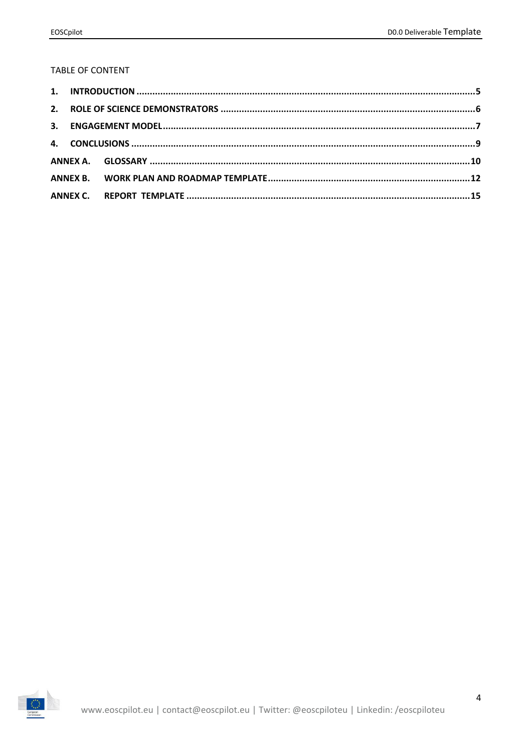TABLE OF CONTENT

**1. INTRODUCTION** ............................................................ **5**

**2. ROLE OF SCIENCE DEMONSTRATORS** ............................................................ **6**

**3. ENGAGEMENT MODEL** ............................................................ **7**

**4. CONCLUSIONS** ............................................................ **9**

**ANNEX A. GLOSSARY** ............................................................ **10**

**ANNEX B. WORK PLAN AND ROADMAP TEMPLATE** ............................................................ **12**

**ANNEX C. REPORT TEMPLATE** ............................................................ **15**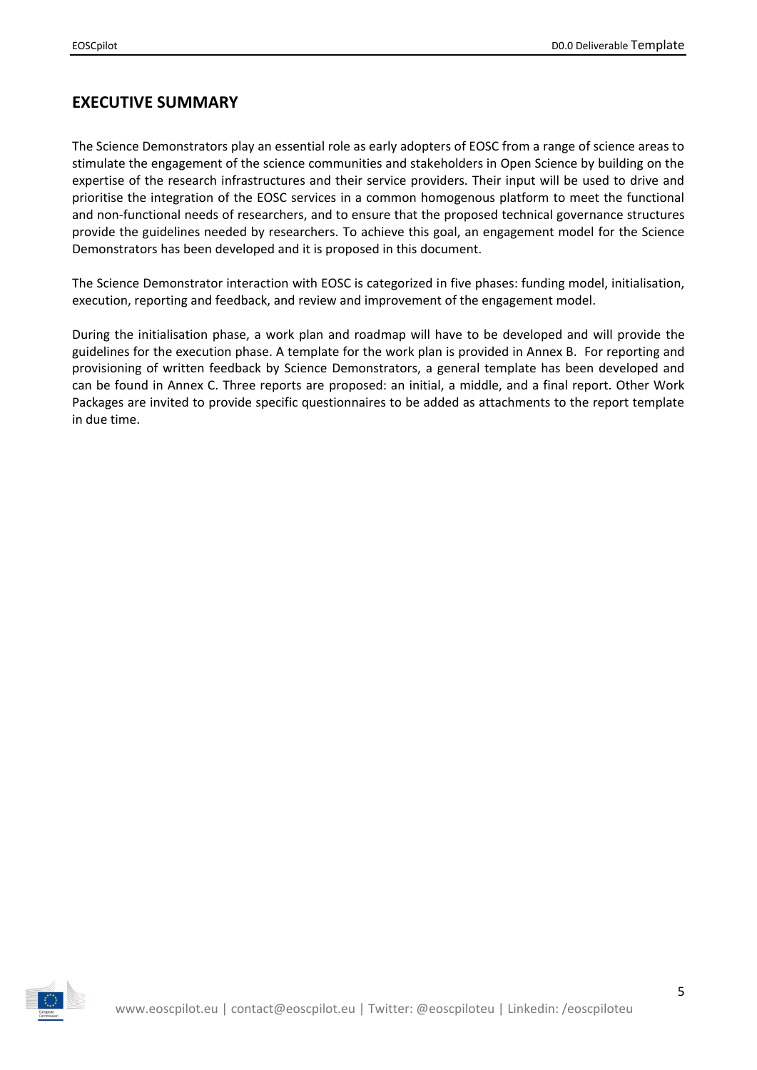## EXECUTIVE SUMMARY

The Science Demonstrators play an essential role as early adopters of EOSC from a range of science areas to stimulate the engagement of the science communities and stakeholders in Open Science by building on the expertise of the research infrastructures and their service providers. Their input will be used to drive and prioritise the integration of the EOSC services in a common homogenous platform to meet the functional and non-functional needs of researchers, and to ensure that the proposed technical governance structures provide the guidelines needed by researchers. To achieve this goal, an engagement model for the Science Demonstrators has been developed and it is proposed in this document.

The Science Demonstrator interaction with EOSC is categorized in five phases: funding model, initialisation, execution, reporting and feedback, and review and improvement of the engagement model.

During the initialisation phase, a work plan and roadmap will have to be developed and will provide the guidelines for the execution phase. A template for the work plan is provided in Annex B. For reporting and provisioning of written feedback by Science Demonstrators, a general template has been developed and can be found in Annex C. Three reports are proposed: an initial, a middle, and a final report. Other Work Packages are invited to provide specific questionnaires to be added as attachments to the report template in due time.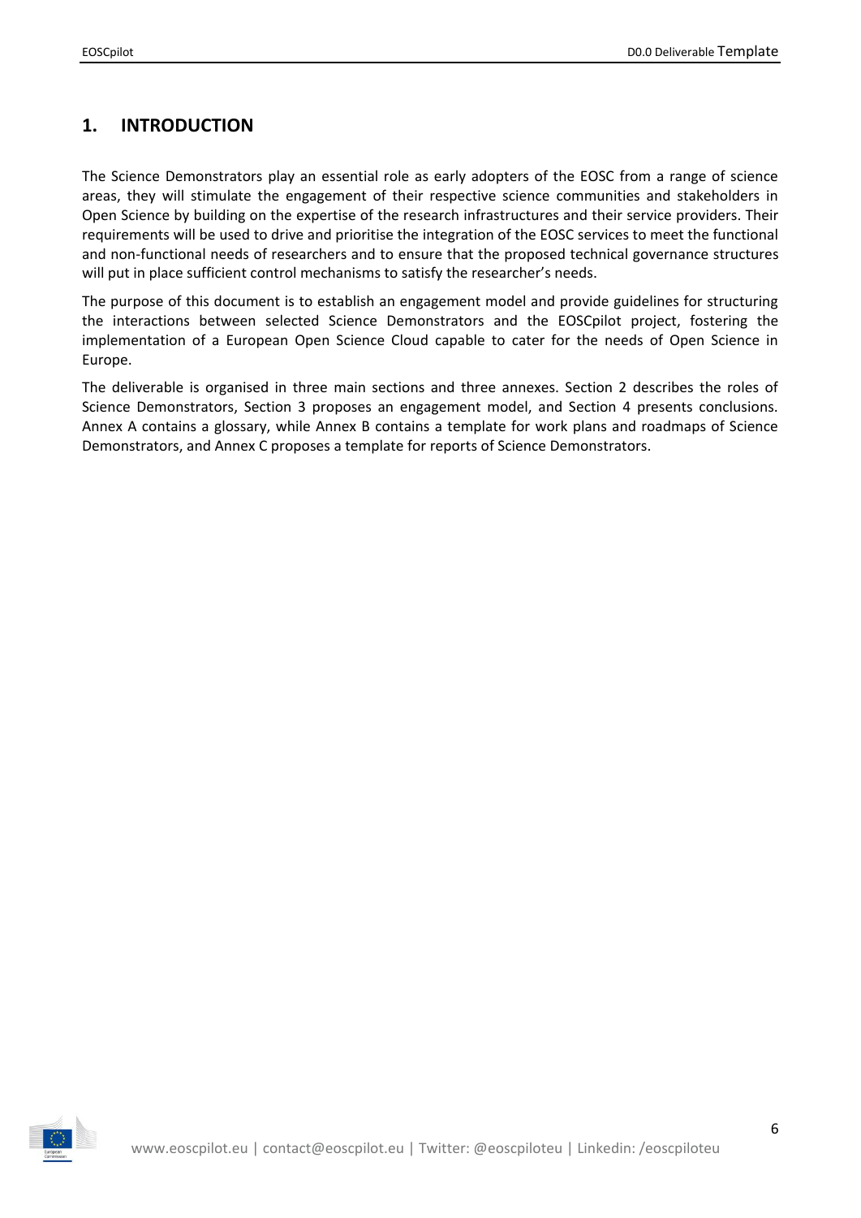# 1. INTRODUCTION

The Science Demonstrators play an essential role as early adopters of the EOSC from a range of science areas, they will stimulate the engagement of their respective science communities and stakeholders in Open Science by building on the expertise of the research infrastructures and their service providers. Their requirements will be used to drive and prioritise the integration of the EOSC services to meet the functional and non-functional needs of researchers and to ensure that the proposed technical governance structures will put in place sufficient control mechanisms to satisfy the researcher's needs.

The purpose of this document is to establish an engagement model and provide guidelines for structuring the interactions between selected Science Demonstrators and the EOSCpilot project, fostering the implementation of a European Open Science Cloud capable to cater for the needs of Open Science in Europe.

The deliverable is organised in three main sections and three annexes. Section 2 describes the roles of Science Demonstrators, Section 3 proposes an engagement model, and Section 4 presents conclusions. Annex A contains a glossary, while Annex B contains a template for work plans and roadmaps of Science Demonstrators, and Annex C proposes a template for reports of Science Demonstrators.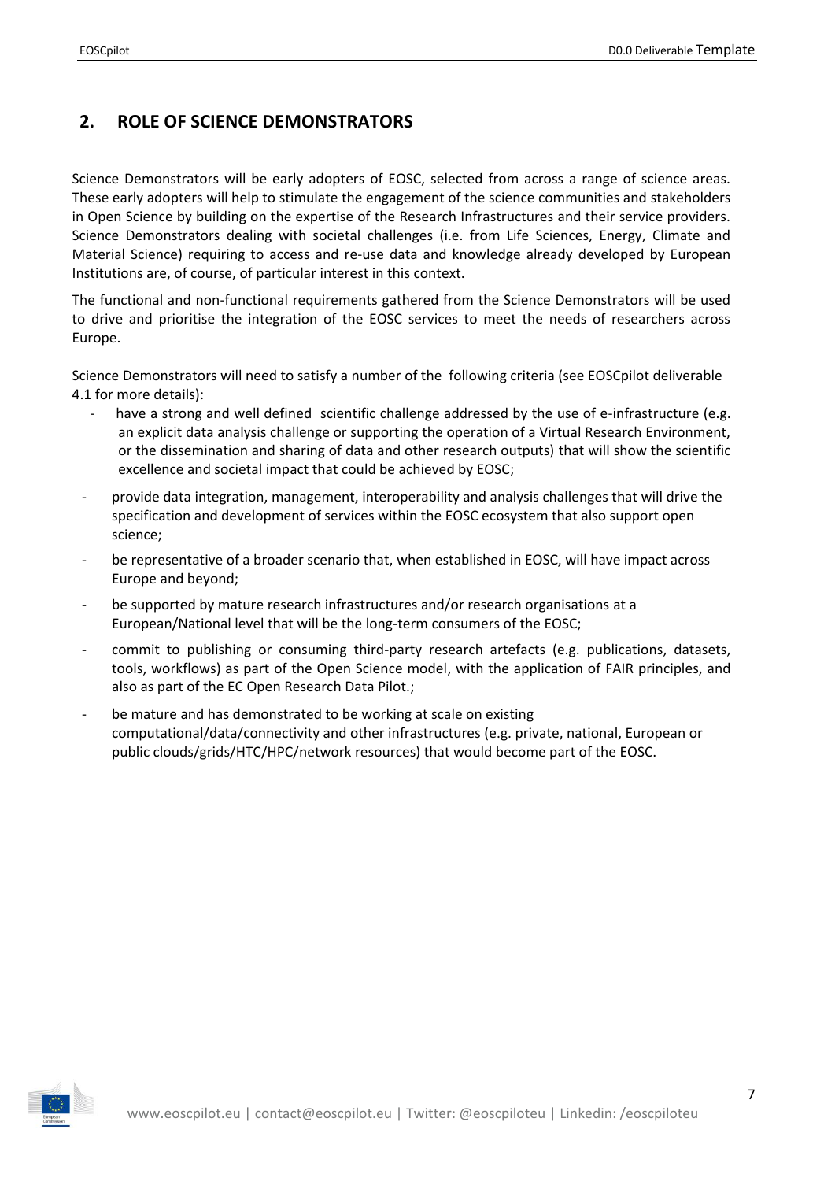## 2. ROLE OF SCIENCE DEMONSTRATORS

Science Demonstrators will be early adopters of EOSC, selected from across a range of science areas. These early adopters will help to stimulate the engagement of the science communities and stakeholders in Open Science by building on the expertise of the Research Infrastructures and their service providers. Science Demonstrators dealing with societal challenges (i.e. from Life Sciences, Energy, Climate and Material Science) requiring to access and re-use data and knowledge already developed by European Institutions are, of course, of particular interest in this context.

The functional and non-functional requirements gathered from the Science Demonstrators will be used to drive and prioritise the integration of the EOSC services to meet the needs of researchers across Europe.

Science Demonstrators will need to satisfy a number of the following criteria (see EOSCpilot deliverable 4.1 for more details):

- have a strong and well defined scientific challenge addressed by the use of e-infrastructure (e.g. an explicit data analysis challenge or supporting the operation of a Virtual Research Environment, or the dissemination and sharing of data and other research outputs) that will show the scientific excellence and societal impact that could be achieved by EOSC;
- provide data integration, management, interoperability and analysis challenges that will drive the specification and development of services within the EOSC ecosystem that also support open science;
- be representative of a broader scenario that, when established in EOSC, will have impact across Europe and beyond;
- be supported by mature research infrastructures and/or research organisations at a European/National level that will be the long-term consumers of the EOSC;
- commit to publishing or consuming third-party research artefacts (e.g. publications, datasets, tools, workflows) as part of the Open Science model, with the application of FAIR principles, and also as part of the EC Open Research Data Pilot.;
- be mature and has demonstrated to be working at scale on existing computational/data/connectivity and other infrastructures (e.g. private, national, European or public clouds/grids/HTC/HPC/network resources) that would become part of the EOSC.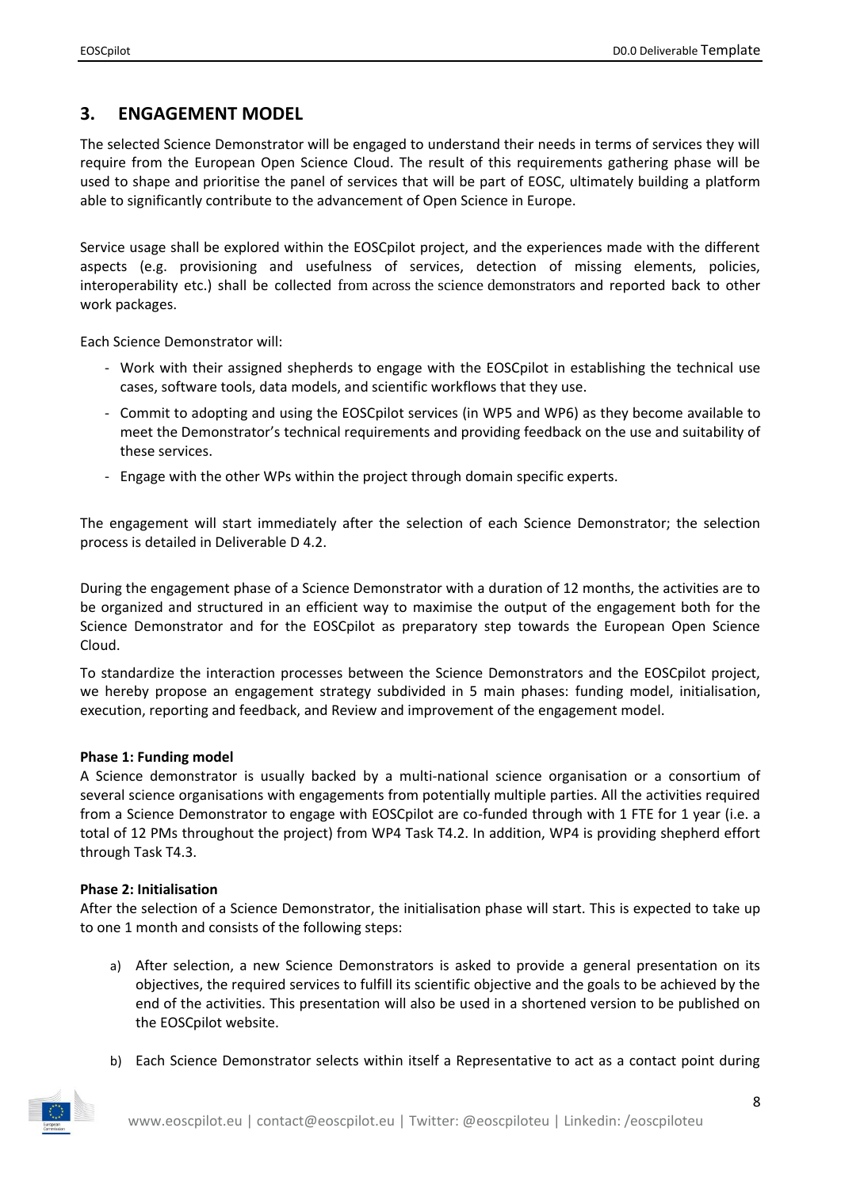## 3. ENGAGEMENT MODEL

The selected Science Demonstrator will be engaged to understand their needs in terms of services they will require from the European Open Science Cloud. The result of this requirements gathering phase will be used to shape and prioritise the panel of services that will be part of EOSC, ultimately building a platform able to significantly contribute to the advancement of Open Science in Europe.

Service usage shall be explored within the EOSCpilot project, and the experiences made with the different aspects (e.g. provisioning and usefulness of services, detection of missing elements, policies, interoperability etc.) shall be collected from across the science demonstrators and reported back to other work packages.

Each Science Demonstrator will:

- Work with their assigned shepherds to engage with the EOSCpilot in establishing the technical use cases, software tools, data models, and scientific workflows that they use.
- Commit to adopting and using the EOSCpilot services (in WP5 and WP6) as they become available to meet the Demonstrator's technical requirements and providing feedback on the use and suitability of these services.
- Engage with the other WPs within the project through domain specific experts.

The engagement will start immediately after the selection of each Science Demonstrator; the selection process is detailed in Deliverable D 4.2.

During the engagement phase of a Science Demonstrator with a duration of 12 months, the activities are to be organized and structured in an efficient way to maximise the output of the engagement both for the Science Demonstrator and for the EOSCpilot as preparatory step towards the European Open Science Cloud.

To standardize the interaction processes between the Science Demonstrators and the EOSCpilot project, we hereby propose an engagement strategy subdivided in 5 main phases: funding model, initialisation, execution, reporting and feedback, and Review and improvement of the engagement model.

**Phase 1: Funding model**
A Science demonstrator is usually backed by a multi-national science organisation or a consortium of several science organisations with engagements from potentially multiple parties. All the activities required from a Science Demonstrator to engage with EOSCpilot are co-funded through with 1 FTE for 1 year (i.e. a total of 12 PMs throughout the project) from WP4 Task T4.2. In addition, WP4 is providing shepherd effort through Task T4.3.

**Phase 2: Initialisation**
After the selection of a Science Demonstrator, the initialisation phase will start. This is expected to take up to one 1 month and consists of the following steps:

a) After selection, a new Science Demonstrators is asked to provide a general presentation on its objectives, the required services to fulfill its scientific objective and the goals to be achieved by the end of the activities. This presentation will also be used in a shortened version to be published on the EOSCpilot website.

b) Each Science Demonstrator selects within itself a Representative to act as a contact point during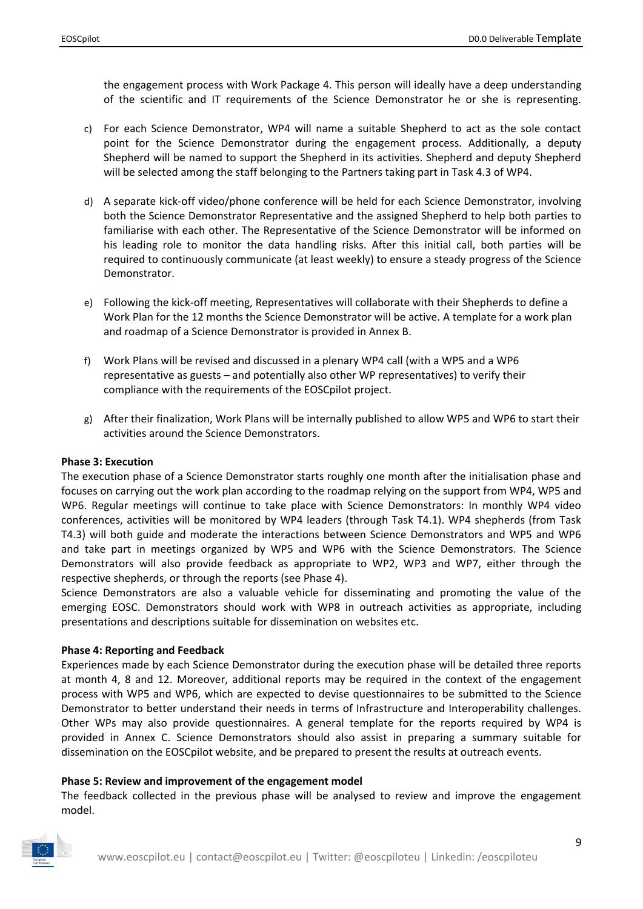the engagement process with Work Package 4. This person will ideally have a deep understanding of the scientific and IT requirements of the Science Demonstrator he or she is representing.

c) For each Science Demonstrator, WP4 will name a suitable Shepherd to act as the sole contact point for the Science Demonstrator during the engagement process. Additionally, a deputy Shepherd will be named to support the Shepherd in its activities. Shepherd and deputy Shepherd will be selected among the staff belonging to the Partners taking part in Task 4.3 of WP4.

d) A separate kick-off video/phone conference will be held for each Science Demonstrator, involving both the Science Demonstrator Representative and the assigned Shepherd to help both parties to familiarise with each other. The Representative of the Science Demonstrator will be informed on his leading role to monitor the data handling risks. After this initial call, both parties will be required to continuously communicate (at least weekly) to ensure a steady progress of the Science Demonstrator.

e) Following the kick-off meeting, Representatives will collaborate with their Shepherds to define a Work Plan for the 12 months the Science Demonstrator will be active. A template for a work plan and roadmap of a Science Demonstrator is provided in Annex B.

f) Work Plans will be revised and discussed in a plenary WP4 call (with a WP5 and a WP6 representative as guests – and potentially also other WP representatives) to verify their compliance with the requirements of the EOSCpilot project.

g) After their finalization, Work Plans will be internally published to allow WP5 and WP6 to start their activities around the Science Demonstrators.

**Phase 3: Execution**

The execution phase of a Science Demonstrator starts roughly one month after the initialisation phase and focuses on carrying out the work plan according to the roadmap relying on the support from WP4, WP5 and WP6. Regular meetings will continue to take place with Science Demonstrators: In monthly WP4 video conferences, activities will be monitored by WP4 leaders (through Task T4.1). WP4 shepherds (from Task T4.3) will both guide and moderate the interactions between Science Demonstrators and WP5 and WP6 and take part in meetings organized by WP5 and WP6 with the Science Demonstrators. The Science Demonstrators will also provide feedback as appropriate to WP2, WP3 and WP7, either through the respective shepherds, or through the reports (see Phase 4).

Science Demonstrators are also a valuable vehicle for disseminating and promoting the value of the emerging EOSC. Demonstrators should work with WP8 in outreach activities as appropriate, including presentations and descriptions suitable for dissemination on websites etc.

**Phase 4: Reporting and Feedback**

Experiences made by each Science Demonstrator during the execution phase will be detailed three reports at month 4, 8 and 12. Moreover, additional reports may be required in the context of the engagement process with WP5 and WP6, which are expected to devise questionnaires to be submitted to the Science Demonstrator to better understand their needs in terms of Infrastructure and Interoperability challenges. Other WPs may also provide questionnaires. A general template for the reports required by WP4 is provided in Annex C. Science Demonstrators should also assist in preparing a summary suitable for dissemination on the EOSCpilot website, and be prepared to present the results at outreach events.

**Phase 5: Review and improvement of the engagement model**

The feedback collected in the previous phase will be analysed to review and improve the engagement model.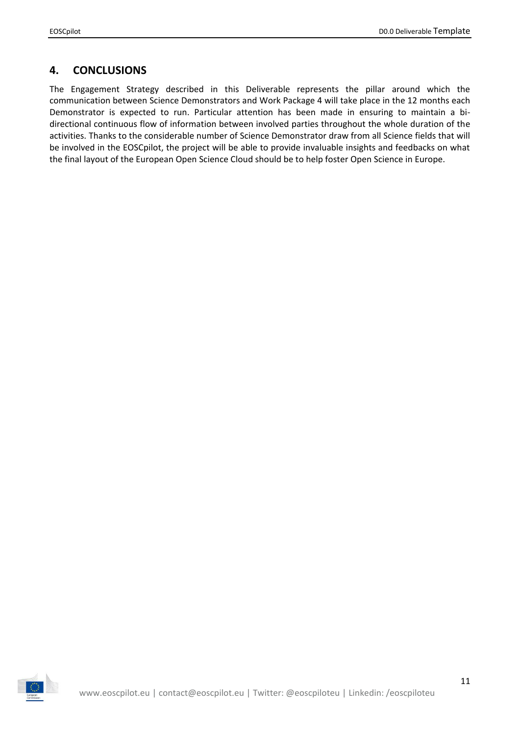## 4. CONCLUSIONS

The Engagement Strategy described in this Deliverable represents the pillar around which the communication between Science Demonstrators and Work Package 4 will take place in the 12 months each Demonstrator is expected to run. Particular attention has been made in ensuring to maintain a bi-directional continuous flow of information between involved parties throughout the whole duration of the activities. Thanks to the considerable number of Science Demonstrator draw from all Science fields that will be involved in the EOSCpilot, the project will be able to provide invaluable insights and feedbacks on what the final layout of the European Open Science Cloud should be to help foster Open Science in Europe.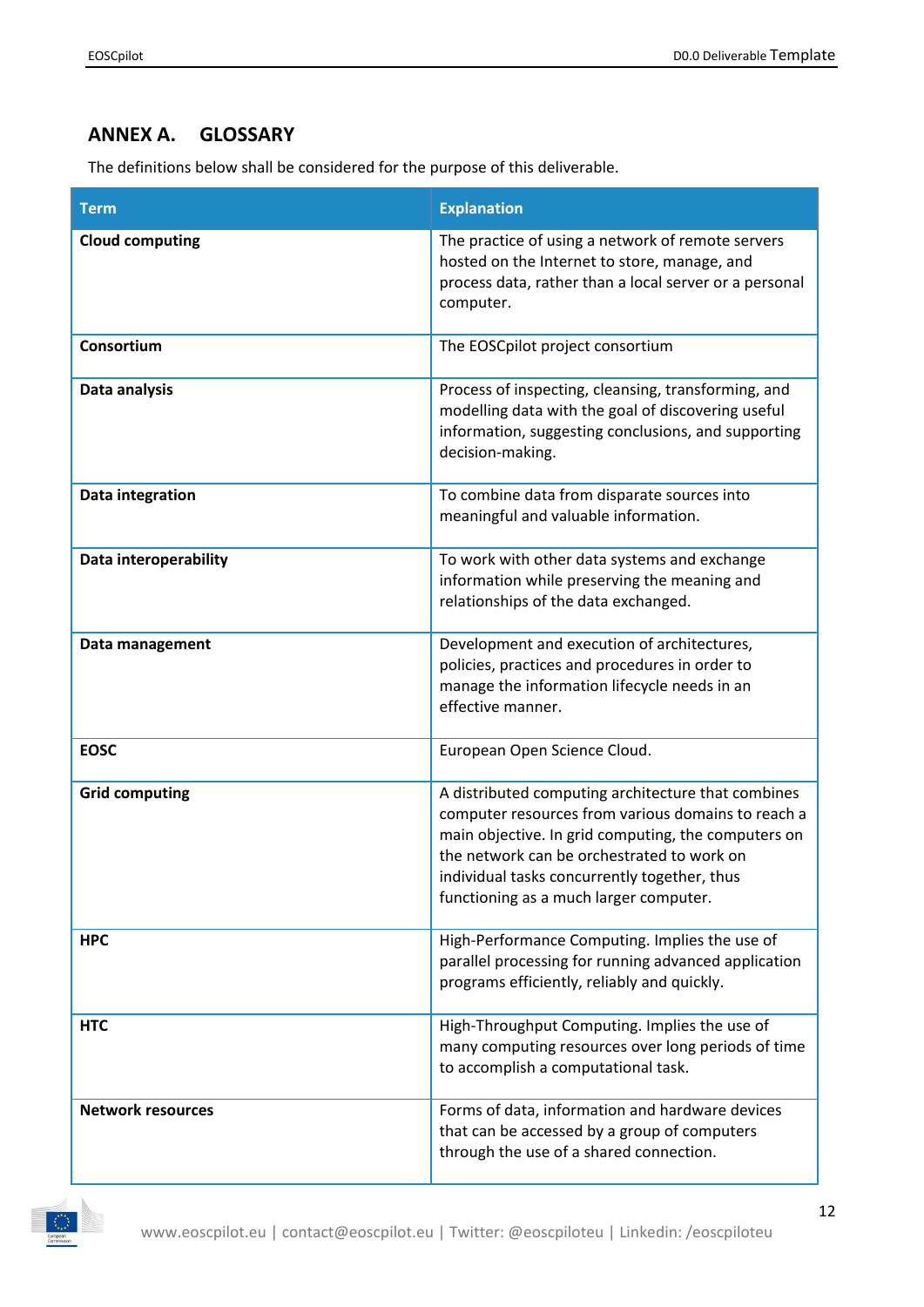## ANNEX A. GLOSSARY

The definitions below shall be considered for the purpose of this deliverable.

| Term | Explanation |
|---|---|
| **Cloud computing** | The practice of using a network of remote servers hosted on the Internet to store, manage, and process data, rather than a local server or a personal computer. |
| **Consortium** | The EOSCpilot project consortium |
| **Data analysis** | Process of inspecting, cleansing, transforming, and modelling data with the goal of discovering useful information, suggesting conclusions, and supporting decision-making. |
| **Data integration** | To combine data from disparate sources into meaningful and valuable information. |
| **Data interoperability** | To work with other data systems and exchange information while preserving the meaning and relationships of the data exchanged. |
| **Data management** | Development and execution of architectures, policies, practices and procedures in order to manage the information lifecycle needs in an effective manner. |
| **EOSC** | European Open Science Cloud. |
| **Grid computing** | A distributed computing architecture that combines computer resources from various domains to reach a main objective. In grid computing, the computers on the network can be orchestrated to work on individual tasks concurrently together, thus functioning as a much larger computer. |
| **HPC** | High-Performance Computing. Implies the use of parallel processing for running advanced application programs efficiently, reliably and quickly. |
| **HTC** | High-Throughput Computing. Implies the use of many computing resources over long periods of time to accomplish a computational task. |
| **Network resources** | Forms of data, information and hardware devices that can be accessed by a group of computers through the use of a shared connection. |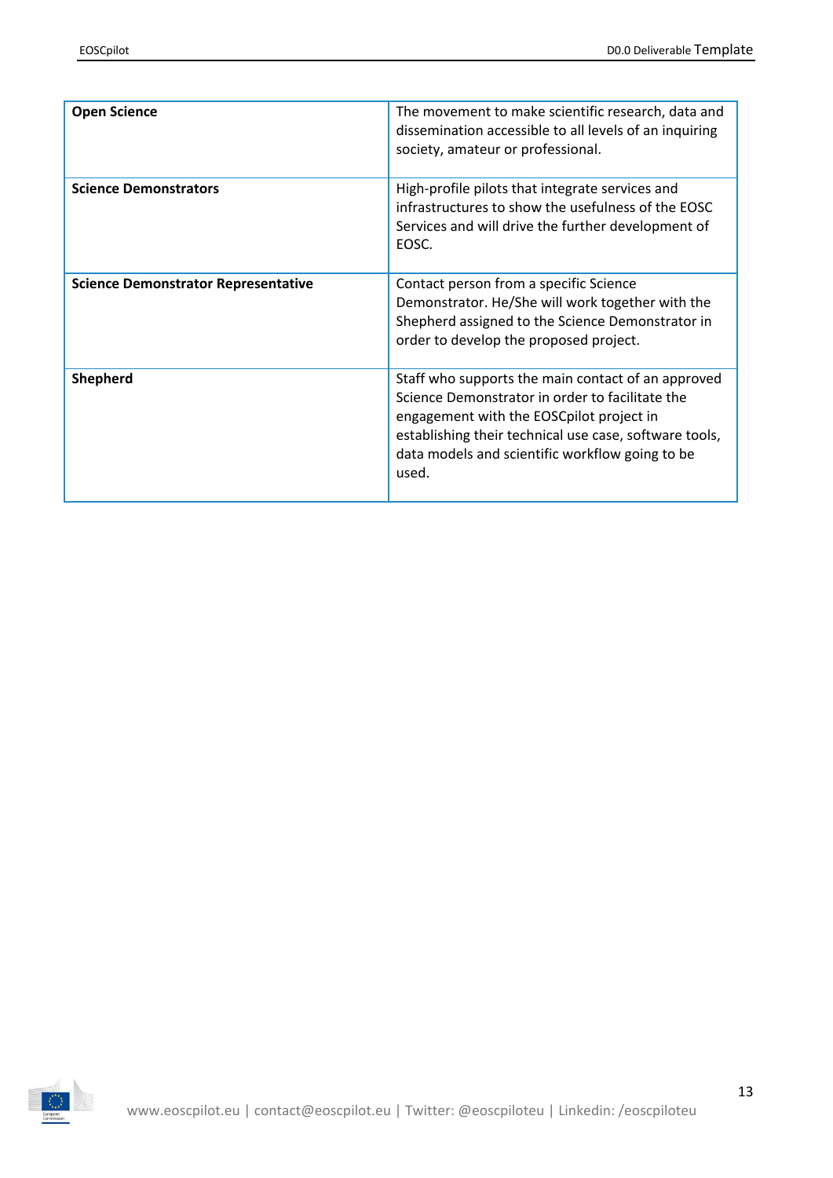| | |
|---|---|
| **Open Science** | The movement to make scientific research, data and dissemination accessible to all levels of an inquiring society, amateur or professional. |
| **Science Demonstrators** | High-profile pilots that integrate services and infrastructures to show the usefulness of the EOSC Services and will drive the further development of EOSC. |
| **Science Demonstrator Representative** | Contact person from a specific Science Demonstrator. He/She will work together with the Shepherd assigned to the Science Demonstrator in order to develop the proposed project. |
| **Shepherd** | Staff who supports the main contact of an approved Science Demonstrator in order to facilitate the engagement with the EOSCpilot project in establishing their technical use case, software tools, data models and scientific workflow going to be used. |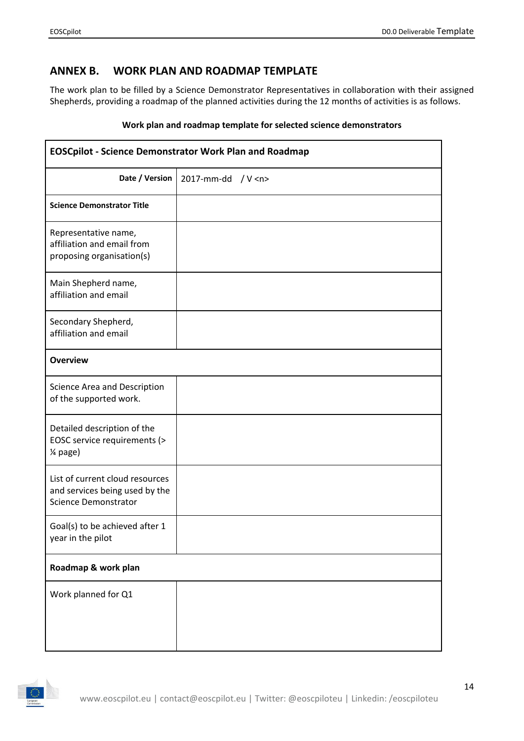## ANNEX B. WORK PLAN AND ROADMAP TEMPLATE

The work plan to be filled by a Science Demonstrator Representatives in collaboration with their assigned Shepherds, providing a roadmap of the planned activities during the 12 months of activities is as follows.

**Work plan and roadmap template for selected science demonstrators**

| **EOSCpilot - Science Demonstrator Work Plan and Roadmap** | |
|---|---|
| **Date / Version** | 2017-mm-dd / V <n> |
| **Science Demonstrator Title** | |
| Representative name, affiliation and email from proposing organisation(s) | |
| Main Shepherd name, affiliation and email | |
| Secondary Shepherd, affiliation and email | |
| **Overview** | |
| Science Area and Description of the supported work. | |
| Detailed description of the EOSC service requirements (> ¼ page) | |
| List of current cloud resources and services being used by the Science Demonstrator | |
| Goal(s) to be achieved after 1 year in the pilot | |
| **Roadmap & work plan** | |
| Work planned for Q1 | |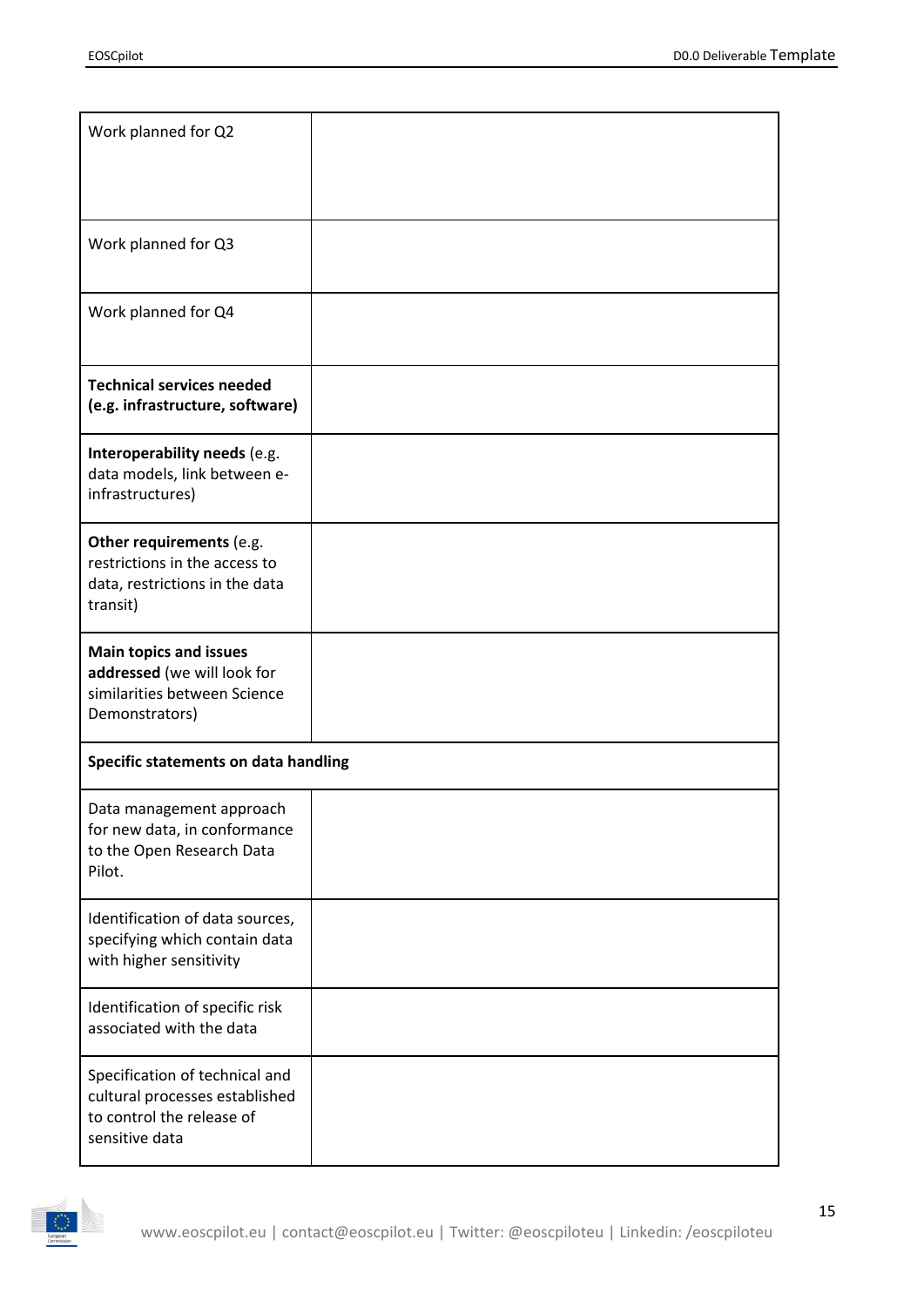| | |
|---|---|
| Work planned for Q2 | |
| Work planned for Q3 | |
| Work planned for Q4 | |
| **Technical services needed (e.g. infrastructure, software)** | |
| **Interoperability needs** (e.g. data models, link between e-infrastructures) | |
| **Other requirements** (e.g. restrictions in the access to data, restrictions in the data transit) | |
| **Main topics and issues addressed** (we will look for similarities between Science Demonstrators) | |
| **Specific statements on data handling** | |
| Data management approach for new data, in conformance to the Open Research Data Pilot. | |
| Identification of data sources, specifying which contain data with higher sensitivity | |
| Identification of specific risk associated with the data | |
| Specification of technical and cultural processes established to control the release of sensitive data | |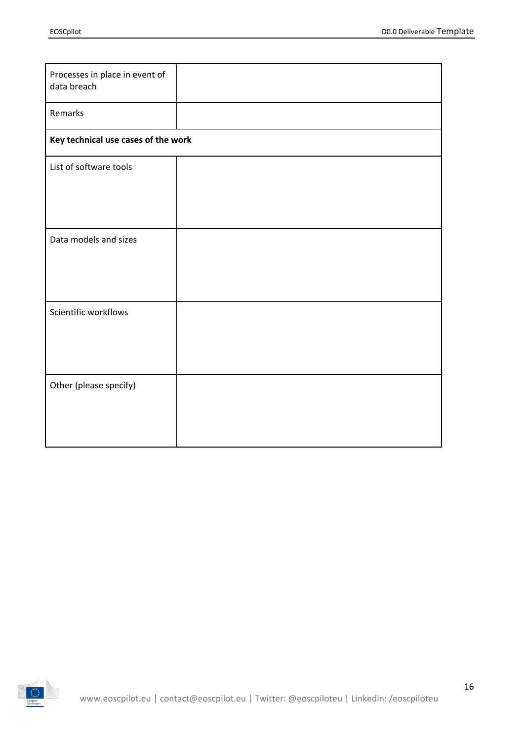| | |
|---|---|
| Processes in place in event of data breach | |
| Remarks | |
| **Key technical use cases of the work** | |
| List of software tools | |
| Data models and sizes | |
| Scientific workflows | |
| Other (please specify) | |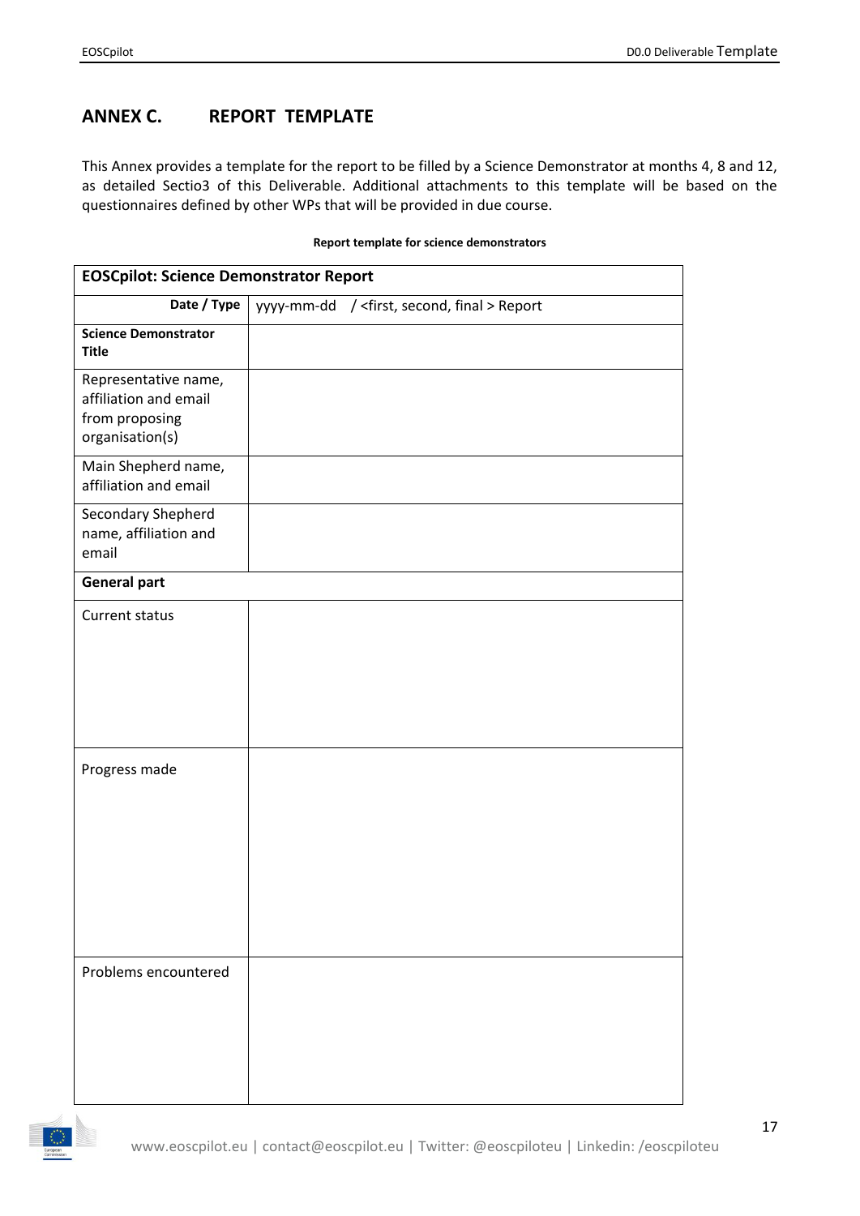## ANNEX C. REPORT TEMPLATE

This Annex provides a template for the report to be filled by a Science Demonstrator at months 4, 8 and 12, as detailed Sectio3 of this Deliverable. Additional attachments to this template will be based on the questionnaires defined by other WPs that will be provided in due course.

**Report template for science demonstrators**

| **EOSCpilot: Science Demonstrator Report** | |
|---|---|
| **Date / Type** | yyyy-mm-dd / <first, second, final > Report |
| **Science Demonstrator Title** | |
| Representative name, affiliation and email from proposing organisation(s) | |
| Main Shepherd name, affiliation and email | |
| Secondary Shepherd name, affiliation and email | |
| **General part** | |
| Current status | |
| Progress made | |
| Problems encountered | |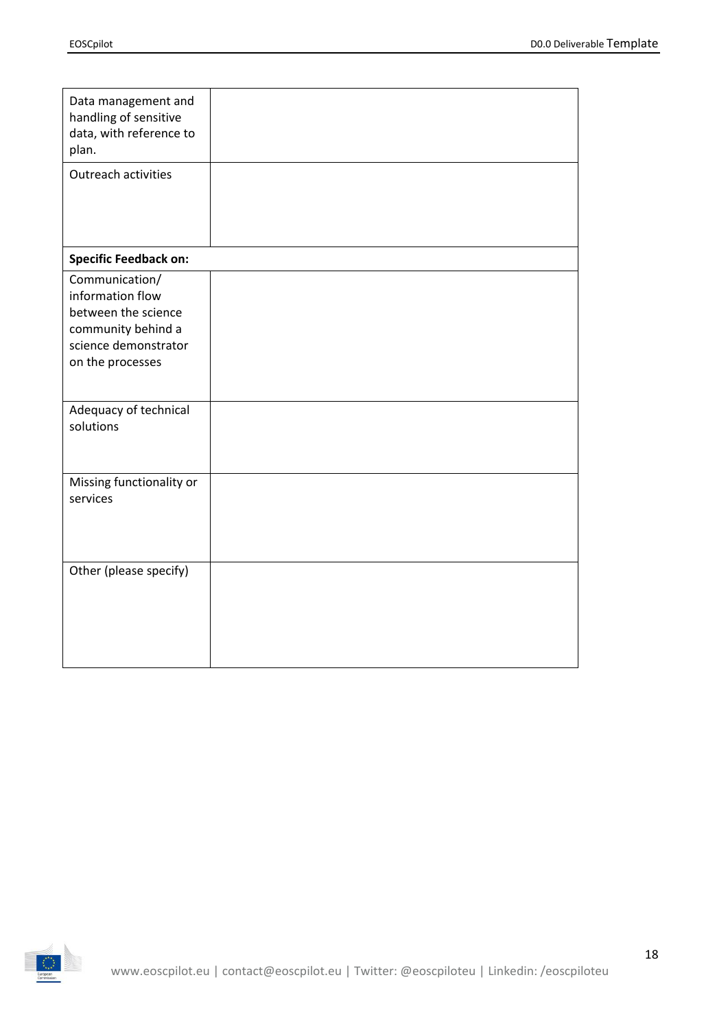| | |
|---|---|
| Data management and handling of sensitive data, with reference to plan. | |
| Outreach activities | |
| **Specific Feedback on:** | |
| Communication/ information flow between the science community behind a science demonstrator on the processes | |
| Adequacy of technical solutions | |
| Missing functionality or services | |
| Other (please specify) | |